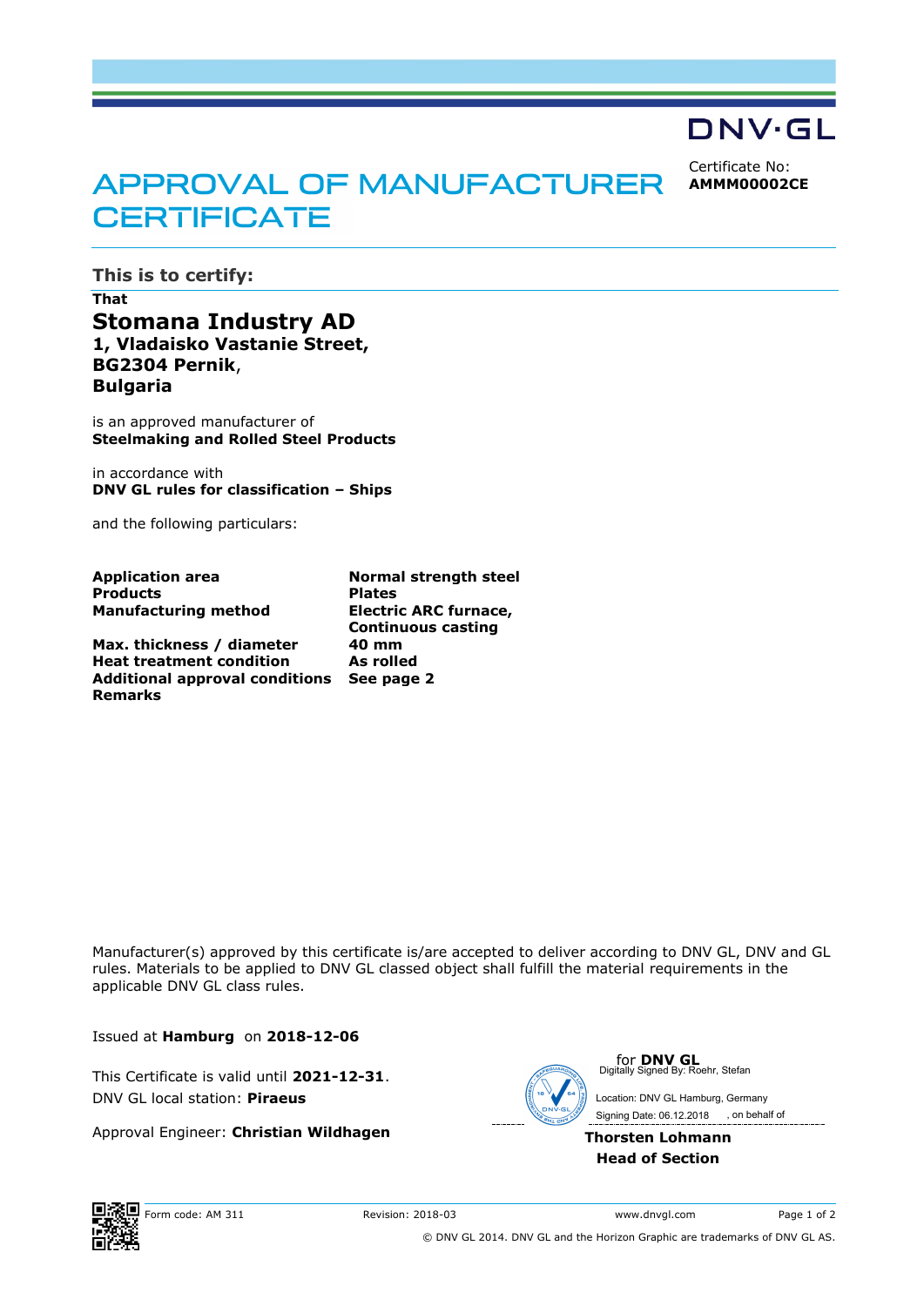DNV·GL

# APPROVAL OF MANUFACTURER CERTIFICATE

Certificate No:
**AMMM00002CE**

## This is to certify:

**That**

**Stomana Industry AD**
**1, Vladaisko Vastanie Street,**
**BG2304 Pernik**,
**Bulgaria**

is an approved manufacturer of
**Steelmaking and Rolled Steel Products**

in accordance with
**DNV GL rules for classification – Ships**

and the following particulars:

| | |
|---|---|
| **Application area** | **Normal strength steel** |
| **Products** | **Plates** |
| **Manufacturing method** | **Electric ARC furnace, Continuous casting** |
| **Max. thickness / diameter** | **40 mm** |
| **Heat treatment condition** | **As rolled** |
| **Additional approval conditions** | **See page 2** |
| **Remarks** | |

Manufacturer(s) approved by this certificate is/are accepted to deliver according to DNV GL, DNV and GL rules. Materials to be applied to DNV GL classed object shall fulfill the material requirements in the applicable DNV GL class rules.

Issued at **Hamburg** on **2018-12-06**

This Certificate is valid until **2021-12-31**.
DNV GL local station: **Piraeus**

Approval Engineer: **Christian Wildhagen**

for **DNV GL**
Digitally Signed By: Roehr, Stefan
Location: DNV GL Hamburg, Germany
Signing Date: 06.12.2018 , on behalf of

**Thorsten Lohmann**
**Head of Section**

Form code: AM 311 Revision: 2018-03 www.dnvgl.com

© DNV GL 2014. DNV GL and the Horizon Graphic are trademarks of DNV GL AS.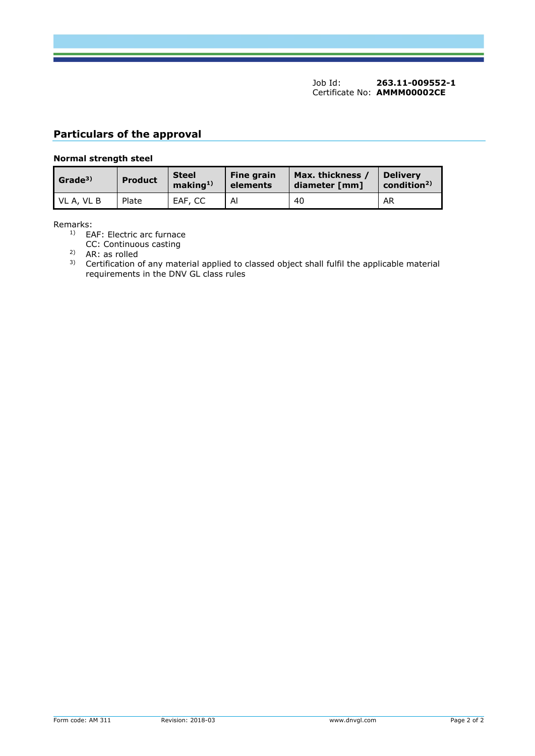Job Id: **263.11-009552-1**
Certificate No: **AMMM00002CE**

## Particulars of the approval

### Normal strength steel

| Grade[3] | Product | Steel making[1] | Fine grain elements | Max. thickness / diameter [mm] | Delivery condition[2] |
|---|---|---|---|---|---|
| VL A, VL B | Plate | EAF, CC | Al | 40 | AR |

Remarks:

1) EAF: Electric arc furnace
   CC: Continuous casting
2) AR: as rolled
3) Certification of any material applied to classed object shall fulfil the applicable material requirements in the DNV GL class rules

Form code: AM 311 Revision: 2018-03 www.dnvgl.com